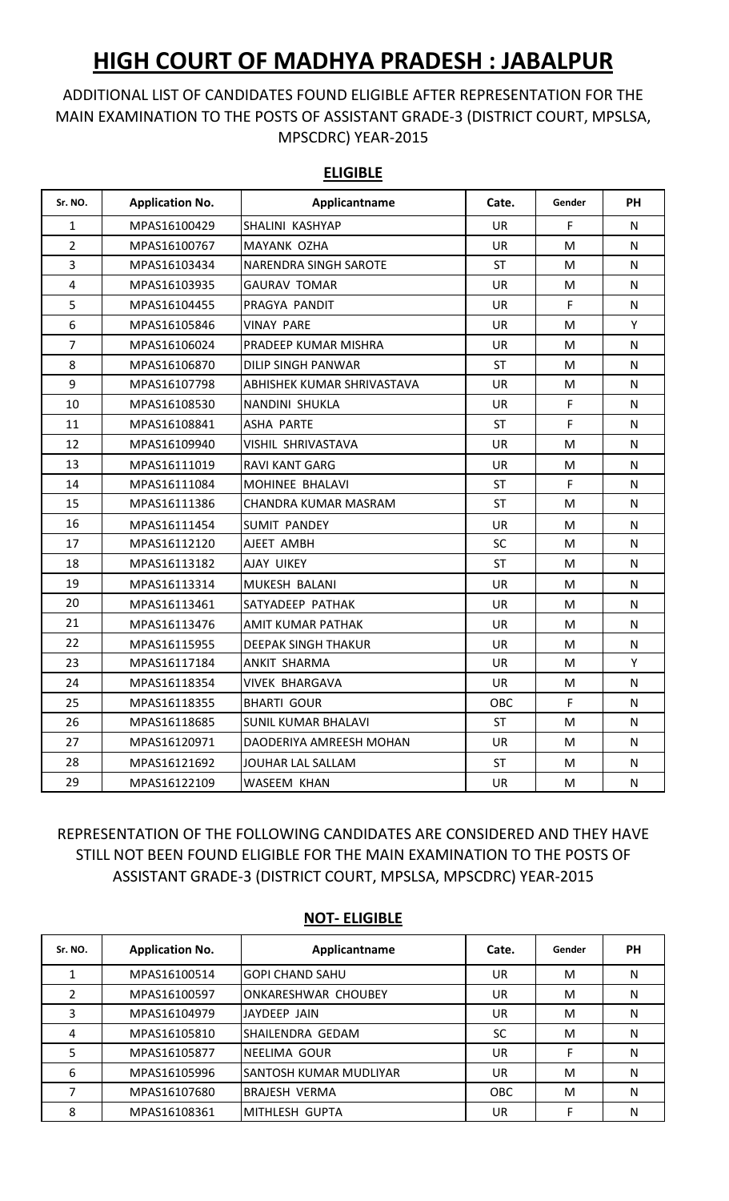# HIGH COURT OF MADHYA PRADESH : JABALPUR

ADDITIONAL LIST OF CANDIDATES FOUND ELIGIBLE AFTER REPRESENTATION FOR THE MAIN EXAMINATION TO THE POSTS OF ASSISTANT GRADE-3 (DISTRICT COURT, MPSLSA, MPSCDRC) YEAR-2015

## ELIGIBLE

| Sr. NO. | Application No. | Applicantname | Cate. | Gender | PH |
|---|---|---|---|---|---|
| 1 | MPAS16100429 | SHALINI KASHYAP | UR | F | N |
| 2 | MPAS16100767 | MAYANK OZHA | UR | M | N |
| 3 | MPAS16103434 | NARENDRA SINGH SAROTE | ST | M | N |
| 4 | MPAS16103935 | GAURAV TOMAR | UR | M | N |
| 5 | MPAS16104455 | PRAGYA PANDIT | UR | F | N |
| 6 | MPAS16105846 | VINAY PARE | UR | M | Y |
| 7 | MPAS16106024 | PRADEEP KUMAR MISHRA | UR | M | N |
| 8 | MPAS16106870 | DILIP SINGH PANWAR | ST | M | N |
| 9 | MPAS16107798 | ABHISHEK KUMAR SHRIVASTAVA | UR | M | N |
| 10 | MPAS16108530 | NANDINI SHUKLA | UR | F | N |
| 11 | MPAS16108841 | ASHA PARTE | ST | F | N |
| 12 | MPAS16109940 | VISHIL SHRIVASTAVA | UR | M | N |
| 13 | MPAS16111019 | RAVI KANT GARG | UR | M | N |
| 14 | MPAS16111084 | MOHINEE BHALAVI | ST | F | N |
| 15 | MPAS16111386 | CHANDRA KUMAR MASRAM | ST | M | N |
| 16 | MPAS16111454 | SUMIT PANDEY | UR | M | N |
| 17 | MPAS16112120 | AJEET AMBH | SC | M | N |
| 18 | MPAS16113182 | AJAY UIKEY | ST | M | N |
| 19 | MPAS16113314 | MUKESH BALANI | UR | M | N |
| 20 | MPAS16113461 | SATYADEEP PATHAK | UR | M | N |
| 21 | MPAS16113476 | AMIT KUMAR PATHAK | UR | M | N |
| 22 | MPAS16115955 | DEEPAK SINGH THAKUR | UR | M | N |
| 23 | MPAS16117184 | ANKIT SHARMA | UR | M | Y |
| 24 | MPAS16118354 | VIVEK BHARGAVA | UR | M | N |
| 25 | MPAS16118355 | BHARTI GOUR | OBC | F | N |
| 26 | MPAS16118685 | SUNIL KUMAR BHALAVI | ST | M | N |
| 27 | MPAS16120971 | DAODERIYA AMREESH MOHAN | UR | M | N |
| 28 | MPAS16121692 | JOUHAR LAL SALLAM | ST | M | N |
| 29 | MPAS16122109 | WASEEM KHAN | UR | M | N |

REPRESENTATION OF THE FOLLOWING CANDIDATES ARE CONSIDERED AND THEY HAVE STILL NOT BEEN FOUND ELIGIBLE FOR THE MAIN EXAMINATION TO THE POSTS OF ASSISTANT GRADE-3 (DISTRICT COURT, MPSLSA, MPSCDRC) YEAR-2015

## NOT- ELIGIBLE

| Sr. NO. | Application No. | Applicantname | Cate. | Gender | PH |
|---|---|---|---|---|---|
| 1 | MPAS16100514 | GOPI CHAND SAHU | UR | M | N |
| 2 | MPAS16100597 | ONKARESHWAR CHOUBEY | UR | M | N |
| 3 | MPAS16104979 | JAYDEEP JAIN | UR | M | N |
| 4 | MPAS16105810 | SHAILENDRA GEDAM | SC | M | N |
| 5 | MPAS16105877 | NEELIMA GOUR | UR | F | N |
| 6 | MPAS16105996 | SANTOSH KUMAR MUDLIYAR | UR | M | N |
| 7 | MPAS16107680 | BRAJESH VERMA | OBC | M | N |
| 8 | MPAS16108361 | MITHLESH GUPTA | UR | F | N |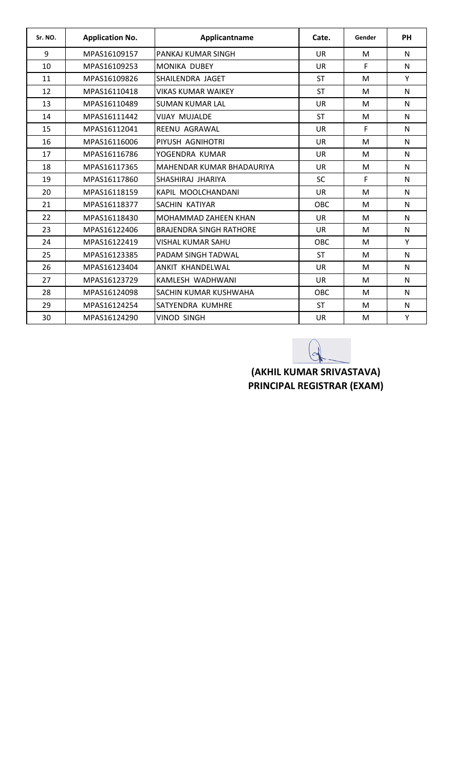| Sr. NO. | Application No. | Applicantname | Cate. | Gender | PH |
|---|---|---|---|---|---|
| 9 | MPAS16109157 | PANKAJ KUMAR SINGH | UR | M | N |
| 10 | MPAS16109253 | MONIKA DUBEY | UR | F | N |
| 11 | MPAS16109826 | SHAILENDRA JAGET | ST | M | Y |
| 12 | MPAS16110418 | VIKAS KUMAR WAIKEY | ST | M | N |
| 13 | MPAS16110489 | SUMAN KUMAR LAL | UR | M | N |
| 14 | MPAS16111442 | VIJAY MUJALDE | ST | M | N |
| 15 | MPAS16112041 | REENU AGRAWAL | UR | F | N |
| 16 | MPAS16116006 | PIYUSH AGNIHOTRI | UR | M | N |
| 17 | MPAS16116786 | YOGENDRA KUMAR | UR | M | N |
| 18 | MPAS16117365 | MAHENDAR KUMAR BHADAURIYA | UR | M | N |
| 19 | MPAS16117860 | SHASHIRAJ JHARIYA | SC | F | N |
| 20 | MPAS16118159 | KAPIL MOOLCHANDANI | UR | M | N |
| 21 | MPAS16118377 | SACHIN KATIYAR | OBC | M | N |
| 22 | MPAS16118430 | MOHAMMAD ZAHEEN KHAN | UR | M | N |
| 23 | MPAS16122406 | BRAJENDRA SINGH RATHORE | UR | M | N |
| 24 | MPAS16122419 | VISHAL KUMAR SAHU | OBC | M | Y |
| 25 | MPAS16123385 | PADAM SINGH TADWAL | ST | M | N |
| 26 | MPAS16123404 | ANKIT KHANDELWAL | UR | M | N |
| 27 | MPAS16123729 | KAMLESH WADHWANI | UR | M | N |
| 28 | MPAS16124098 | SACHIN KUMAR KUSHWAHA | OBC | M | N |
| 29 | MPAS16124254 | SATYENDRA KUMHRE | ST | M | N |
| 30 | MPAS16124290 | VINOD SINGH | UR | M | Y |

**(AKHIL KUMAR SRIVASTAVA)**
**PRINCIPAL REGISTRAR (EXAM)**